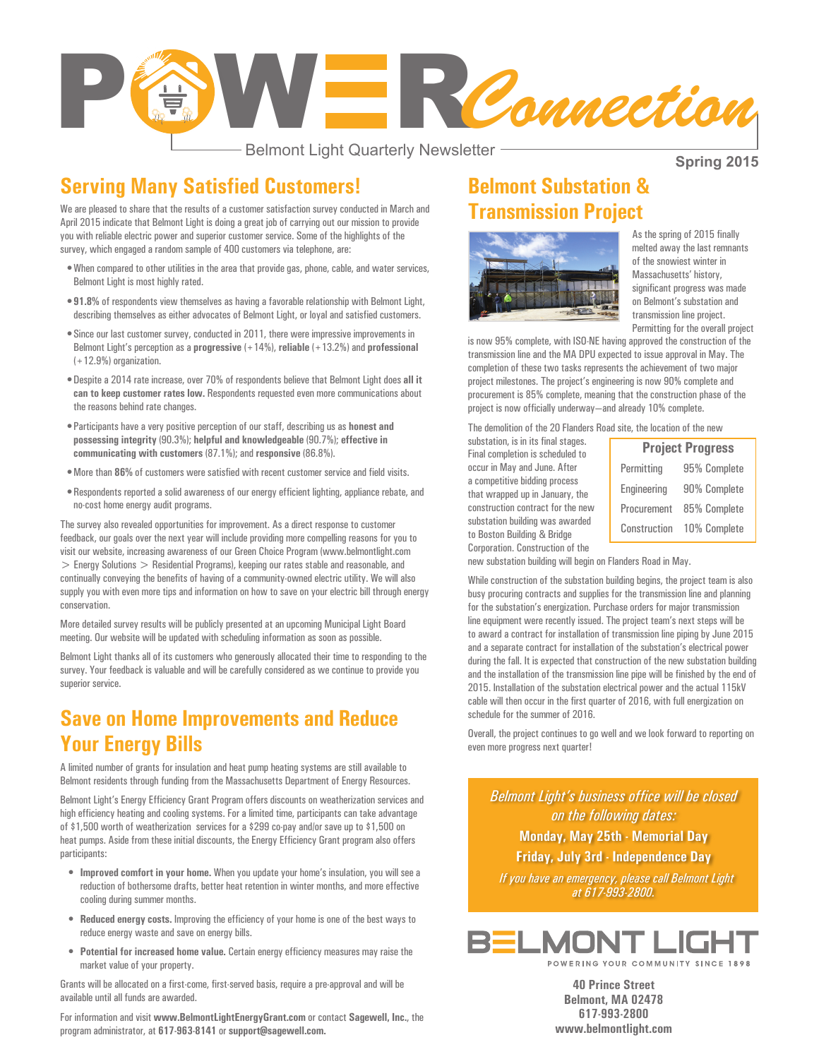# POWER Connection

Belmont Light Quarterly Newsletter

**Spring 2015**

## Serving Many Satisfied Customers!

We are pleased to share that the results of a customer satisfaction survey conducted in March and April 2015 indicate that Belmont Light is doing a great job of carrying out our mission to provide you with reliable electric power and superior customer service. Some of the highlights of the survey, which engaged a random sample of 400 customers via telephone, are:

- When compared to other utilities in the area that provide gas, phone, cable, and water services, Belmont Light is most highly rated.
- **91.8%** of respondents view themselves as having a favorable relationship with Belmont Light, describing themselves as either advocates of Belmont Light, or loyal and satisfied customers.
- Since our last customer survey, conducted in 2011, there were impressive improvements in Belmont Light's perception as a **progressive** (+14%), **reliable** (+13.2%) and **professional** (+12.9%) organization.
- Despite a 2014 rate increase, over 70% of respondents believe that Belmont Light does **all it can to keep customer rates low.** Respondents requested even more communications about the reasons behind rate changes.
- Participants have a very positive perception of our staff, describing us as **honest and possessing integrity** (90.3%); **helpful and knowledgeable** (90.7%); **effective in communicating with customers** (87.1%); and **responsive** (86.8%).
- More than **86%** of customers were satisfied with recent customer service and field visits.
- Respondents reported a solid awareness of our energy efficient lighting, appliance rebate, and no-cost home energy audit programs.

The survey also revealed opportunities for improvement. As a direct response to customer feedback, our goals over the next year will include providing more compelling reasons for you to visit our website, increasing awareness of our Green Choice Program (www.belmontlight.com > Energy Solutions > Residential Programs), keeping our rates stable and reasonable, and continually conveying the benefits of having of a community-owned electric utility. We will also supply you with even more tips and information on how to save on your electric bill through energy conservation.

More detailed survey results will be publicly presented at an upcoming Municipal Light Board meeting. Our website will be updated with scheduling information as soon as possible.

Belmont Light thanks all of its customers who generously allocated their time to responding to the survey. Your feedback is valuable and will be carefully considered as we continue to provide you superior service.

## Save on Home Improvements and Reduce Your Energy Bills

A limited number of grants for insulation and heat pump heating systems are still available to Belmont residents through funding from the Massachusetts Department of Energy Resources.

Belmont Light's Energy Efficiency Grant Program offers discounts on weatherization services and high efficiency heating and cooling systems. For a limited time, participants can take advantage of $1,500 worth of weatherization services for a $299 co-pay and/or save up to $1,500 on heat pumps. Aside from these initial discounts, the Energy Efficiency Grant program also offers participants:

- **Improved comfort in your home.** When you update your home's insulation, you will see a reduction of bothersome drafts, better heat retention in winter months, and more effective cooling during summer months.
- **Reduced energy costs.** Improving the efficiency of your home is one of the best ways to reduce energy waste and save on energy bills.
- **Potential for increased home value.** Certain energy efficiency measures may raise the market value of your property.

Grants will be allocated on a first-come, first-served basis, require a pre-approval and will be available until all funds are awarded.

For information and visit **www.BelmontLightEnergyGrant.com** or contact **Sagewell, Inc.**, the program administrator, at **617-963-8141** or **support@sagewell.com.**

## Belmont Substation & Transmission Project

As the spring of 2015 finally melted away the last remnants of the snowiest winter in Massachusetts' history, significant progress was made on Belmont's substation and transmission line project. Permitting for the overall project is now 95% complete, with ISO-NE having approved the construction of the transmission line and the MA DPU expected to issue approval in May. The completion of these two tasks represents the achievement of two major project milestones. The project's engineering is now 90% complete and procurement is 85% complete, meaning that the construction phase of the project is now officially underway—and already 10% complete.

The demolition of the 20 Flanders Road site, the location of the new substation, is in its final stages. Final completion is scheduled to occur in May and June. After a competitive bidding process that wrapped up in January, the construction contract for the new substation building was awarded to Boston Building & Bridge Corporation. Construction of the new substation building will begin on Flanders Road in May.

**Project Progress**

| | |
|---|---|
| Permitting | 95% Complete |
| Engineering | 90% Complete |
| Procurement | 85% Complete |
| Construction | 10% Complete |

While construction of the substation building begins, the project team is also busy procuring contracts and supplies for the transmission line and planning for the substation's energization. Purchase orders for major transmission line equipment were recently issued. The project team's next steps will be to award a contract for installation of transmission line piping by June 2015 and a separate contract for installation of the substation's electrical power during the fall. It is expected that construction of the new substation building and the installation of the transmission line pipe will be finished by the end of 2015. Installation of the substation electrical power and the actual 115kV cable will then occur in the first quarter of 2016, with full energization on schedule for the summer of 2016.

Overall, the project continues to go well and we look forward to reporting on even more progress next quarter!

*Belmont Light's business office will be closed on the following dates:*

**Monday, May 25th - Memorial Day**

**Friday, July 3rd - Independence Day**

*If you have an emergency, please call Belmont Light at 617-993-2800.*

BELMONT LIGHT

POWERING YOUR COMMUNITY SINCE 1898

**40 Prince Street**
**Belmont, MA 02478**
**617-993-2800**
**www.belmontlight.com**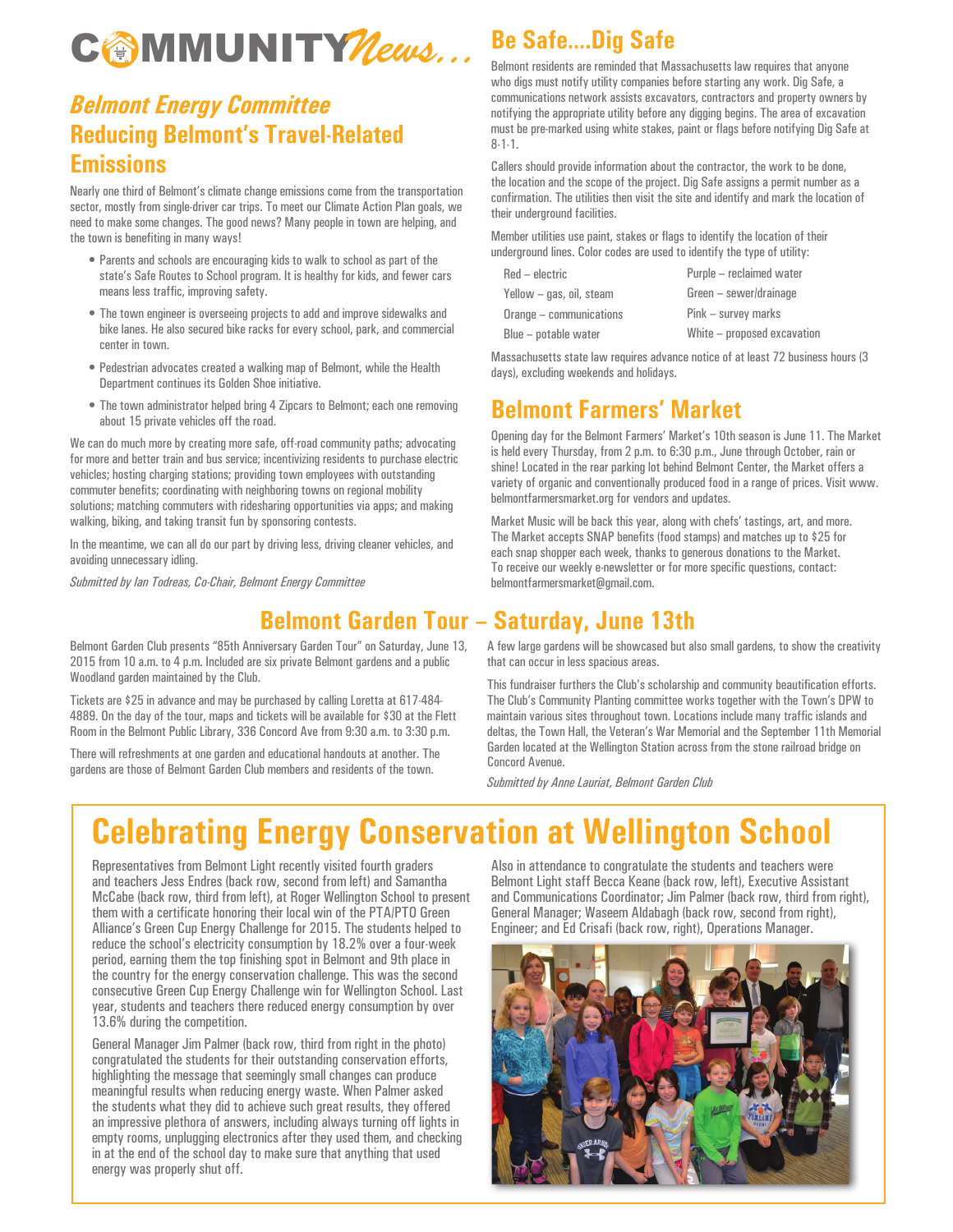# COMMUNITY News...

## *Belmont Energy Committee*
## Reducing Belmont's Travel-Related Emissions

Nearly one third of Belmont's climate change emissions come from the transportation sector, mostly from single-driver car trips. To meet our Climate Action Plan goals, we need to make some changes. The good news? Many people in town are helping, and the town is benefiting in many ways!

- Parents and schools are encouraging kids to walk to school as part of the state's Safe Routes to School program. It is healthy for kids, and fewer cars means less traffic, improving safety.
- The town engineer is overseeing projects to add and improve sidewalks and bike lanes. He also secured bike racks for every school, park, and commercial center in town.
- Pedestrian advocates created a walking map of Belmont, while the Health Department continues its Golden Shoe initiative.
- The town administrator helped bring 4 Zipcars to Belmont; each one removing about 15 private vehicles off the road.

We can do much more by creating more safe, off-road community paths; advocating for more and better train and bus service; incentivizing residents to purchase electric vehicles; hosting charging stations; providing town employees with outstanding commuter benefits; coordinating with neighboring towns on regional mobility solutions; matching commuters with ridesharing opportunities via apps; and making walking, biking, and taking transit fun by sponsoring contests.

In the meantime, we can all do our part by driving less, driving cleaner vehicles, and avoiding unnecessary idling.

*Submitted by Ian Todreas, Co-Chair, Belmont Energy Committee*

## Be Safe....Dig Safe

Belmont residents are reminded that Massachusetts law requires that anyone who digs must notify utility companies before starting any work. Dig Safe, a communications network assists excavators, contractors and property owners by notifying the appropriate utility before any digging begins. The area of excavation must be pre-marked using white stakes, paint or flags before notifying Dig Safe at 8-1-1.

Callers should provide information about the contractor, the work to be done, the location and the scope of the project. Dig Safe assigns a permit number as a confirmation. The utilities then visit the site and identify and mark the location of their underground facilities.

Member utilities use paint, stakes or flags to identify the location of their underground lines. Color codes are used to identify the type of utility:

| | |
|---|---|
| Red – electric | Purple – reclaimed water |
| Yellow – gas, oil, steam | Green – sewer/drainage |
| Orange – communications | Pink – survey marks |
| Blue – potable water | White – proposed excavation |

Massachusetts state law requires advance notice of at least 72 business hours (3 days), excluding weekends and holidays.

## Belmont Farmers' Market

Opening day for the Belmont Farmers' Market's 10th season is June 11. The Market is held every Thursday, from 2 p.m. to 6:30 p.m., June through October, rain or shine! Located in the rear parking lot behind Belmont Center, the Market offers a variety of organic and conventionally produced food in a range of prices. Visit www.belmontfarmersmarket.org for vendors and updates.

Market Music will be back this year, along with chefs' tastings, art, and more. The Market accepts SNAP benefits (food stamps) and matches up to $25 for each snap shopper each week, thanks to generous donations to the Market. To receive our weekly e-newsletter or for more specific questions, contact: belmontfarmersmarket@gmail.com.

## Belmont Garden Tour – Saturday, June 13th

Belmont Garden Club presents "85th Anniversary Garden Tour" on Saturday, June 13, 2015 from 10 a.m. to 4 p.m. Included are six private Belmont gardens and a public Woodland garden maintained by the Club.

Tickets are $25 in advance and may be purchased by calling Loretta at 617-484-4889. On the day of the tour, maps and tickets will be available for $30 at the Flett Room in the Belmont Public Library, 336 Concord Ave from 9:30 a.m. to 3:30 p.m.

There will refreshments at one garden and educational handouts at another. The gardens are those of Belmont Garden Club members and residents of the town.

A few large gardens will be showcased but also small gardens, to show the creativity that can occur in less spacious areas.

This fundraiser furthers the Club's scholarship and community beautification efforts. The Club's Community Planting committee works together with the Town's DPW to maintain various sites throughout town. Locations include many traffic islands and deltas, the Town Hall, the Veteran's War Memorial and the September 11th Memorial Garden located at the Wellington Station across from the stone railroad bridge on Concord Avenue.

*Submitted by Anne Lauriat, Belmont Garden Club*

## Celebrating Energy Conservation at Wellington School

Representatives from Belmont Light recently visited fourth graders and teachers Jess Endres (back row, second from left) and Samantha McCabe (back row, third from left), at Roger Wellington School to present them with a certificate honoring their local win of the PTA/PTO Green Alliance's Green Cup Energy Challenge for 2015. The students helped to reduce the school's electricity consumption by 18.2% over a four-week period, earning them the top finishing spot in Belmont and 9th place in the country for the energy conservation challenge. This was the second consecutive Green Cup Energy Challenge win for Wellington School. Last year, students and teachers there reduced energy consumption by over 13.6% during the competition.

General Manager Jim Palmer (back row, third from right in the photo) congratulated the students for their outstanding conservation efforts, highlighting the message that seemingly small changes can produce meaningful results when reducing energy waste. When Palmer asked the students what they did to achieve such great results, they offered an impressive plethora of answers, including always turning off lights in empty rooms, unplugging electronics after they used them, and checking in at the end of the school day to make sure that anything that used energy was properly shut off.

Also in attendance to congratulate the students and teachers were Belmont Light staff Becca Keane (back row, left), Executive Assistant and Communications Coordinator; Jim Palmer (back row, third from right), General Manager; Waseem Aldabagh (back row, second from right), Engineer; and Ed Crisafi (back row, right), Operations Manager.